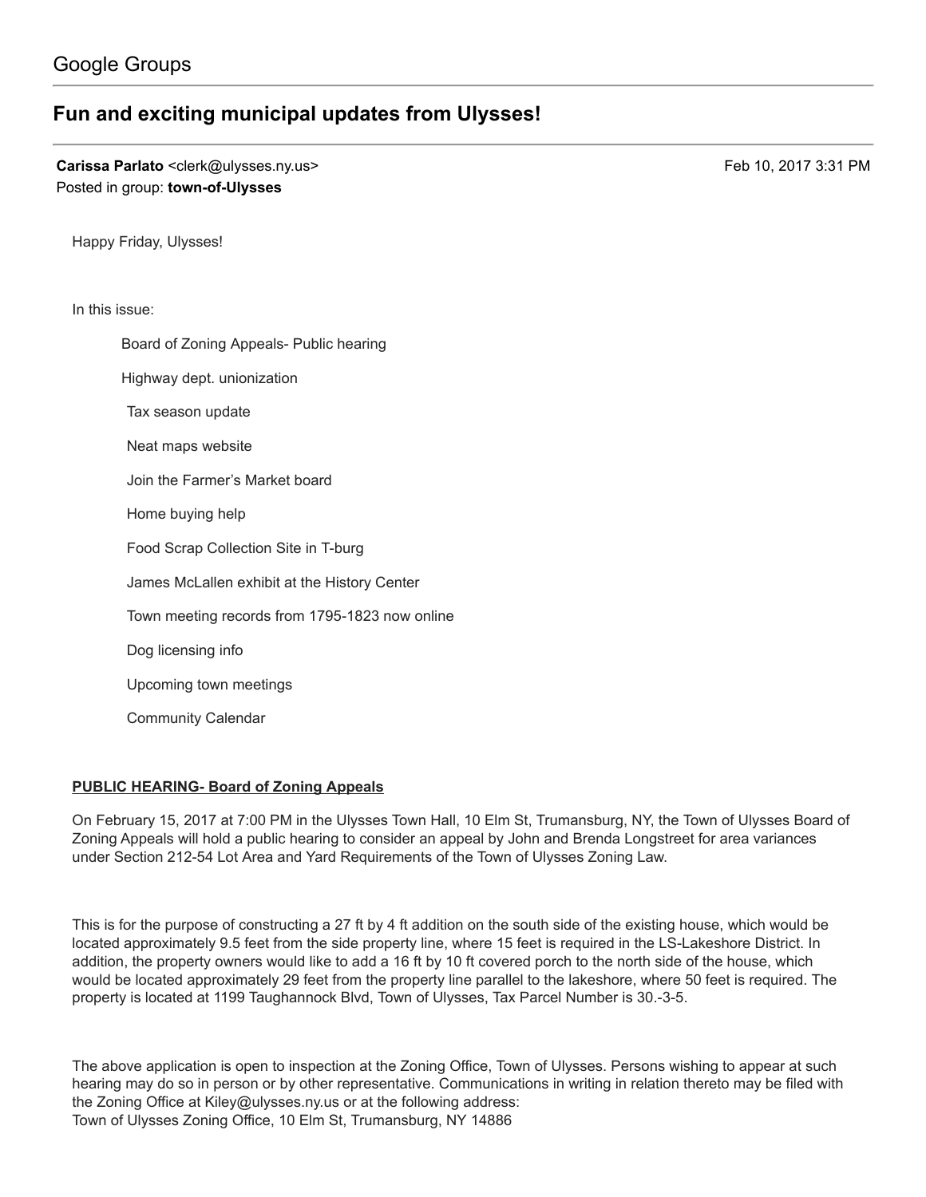Google Groups

# Fun and exciting municipal updates from Ulysses!

**Carissa Parlato** <clerk@ulysses.ny.us>
Posted in group: **town-of-Ulysses**

Feb 10, 2017 3:31 PM

Happy Friday, Ulysses!

In this issue:

- Board of Zoning Appeals- Public hearing
- Highway dept. unionization
- Tax season update
- Neat maps website
- Join the Farmer's Market board
- Home buying help
- Food Scrap Collection Site in T-burg
- James McLallen exhibit at the History Center
- Town meeting records from 1795-1823 now online
- Dog licensing info
- Upcoming town meetings
- Community Calendar

**PUBLIC HEARING- Board of Zoning Appeals**

On February 15, 2017 at 7:00 PM in the Ulysses Town Hall, 10 Elm St, Trumansburg, NY, the Town of Ulysses Board of Zoning Appeals will hold a public hearing to consider an appeal by John and Brenda Longstreet for area variances under Section 212-54 Lot Area and Yard Requirements of the Town of Ulysses Zoning Law.

This is for the purpose of constructing a 27 ft by 4 ft addition on the south side of the existing house, which would be located approximately 9.5 feet from the side property line, where 15 feet is required in the LS-Lakeshore District. In addition, the property owners would like to add a 16 ft by 10 ft covered porch to the north side of the house, which would be located approximately 29 feet from the property line parallel to the lakeshore, where 50 feet is required. The property is located at 1199 Taughannock Blvd, Town of Ulysses, Tax Parcel Number is 30.-3-5.

The above application is open to inspection at the Zoning Office, Town of Ulysses. Persons wishing to appear at such hearing may do so in person or by other representative. Communications in writing in relation thereto may be filed with the Zoning Office at Kiley@ulysses.ny.us or at the following address:
Town of Ulysses Zoning Office, 10 Elm St, Trumansburg, NY 14886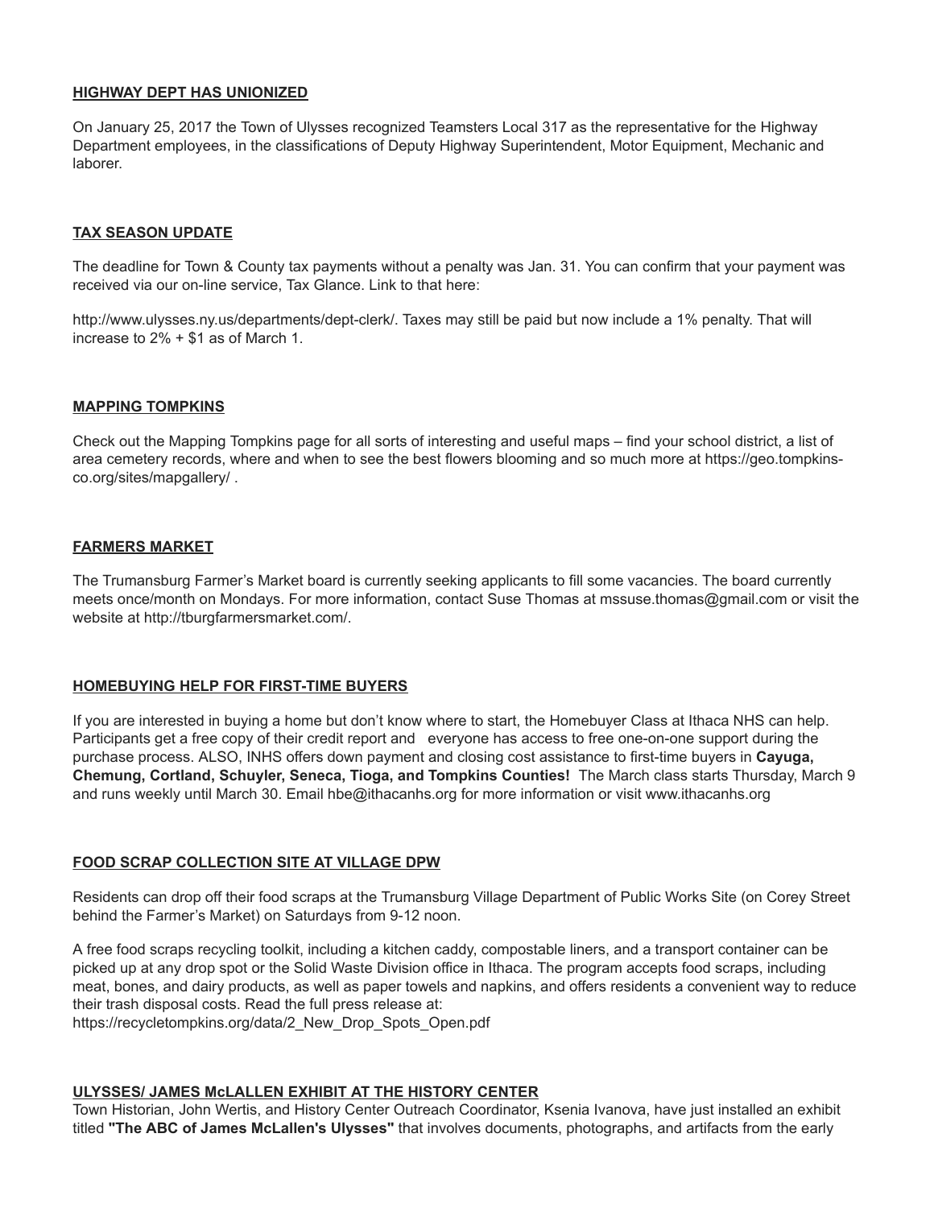**HIGHWAY DEPT HAS UNIONIZED**

On January 25, 2017 the Town of Ulysses recognized Teamsters Local 317 as the representative for the Highway Department employees, in the classifications of Deputy Highway Superintendent, Motor Equipment, Mechanic and laborer.

**TAX SEASON UPDATE**

The deadline for Town & County tax payments without a penalty was Jan. 31. You can confirm that your payment was received via our on-line service, Tax Glance. Link to that here:

http://www.ulysses.ny.us/departments/dept-clerk/. Taxes may still be paid but now include a 1% penalty. That will increase to 2% + $1 as of March 1.

**MAPPING TOMPKINS**

Check out the Mapping Tompkins page for all sorts of interesting and useful maps – find your school district, a list of area cemetery records, where and when to see the best flowers blooming and so much more at https://geo.tompkins-co.org/sites/mapgallery/ .

**FARMERS MARKET**

The Trumansburg Farmer's Market board is currently seeking applicants to fill some vacancies. The board currently meets once/month on Mondays. For more information, contact Suse Thomas at mssuse.thomas@gmail.com or visit the website at http://tburgfarmersmarket.com/.

**HOMEBUYING HELP FOR FIRST-TIME BUYERS**

If you are interested in buying a home but don't know where to start, the Homebuyer Class at Ithaca NHS can help. Participants get a free copy of their credit report and everyone has access to free one-on-one support during the purchase process. ALSO, INHS offers down payment and closing cost assistance to first-time buyers in **Cayuga, Chemung, Cortland, Schuyler, Seneca, Tioga, and Tompkins Counties!** The March class starts Thursday, March 9 and runs weekly until March 30. Email hbe@ithacanhs.org for more information or visit www.ithacanhs.org

**FOOD SCRAP COLLECTION SITE AT VILLAGE DPW**

Residents can drop off their food scraps at the Trumansburg Village Department of Public Works Site (on Corey Street behind the Farmer's Market) on Saturdays from 9-12 noon.

A free food scraps recycling toolkit, including a kitchen caddy, compostable liners, and a transport container can be picked up at any drop spot or the Solid Waste Division office in Ithaca. The program accepts food scraps, including meat, bones, and dairy products, as well as paper towels and napkins, and offers residents a convenient way to reduce their trash disposal costs. Read the full press release at:
https://recycletompkins.org/data/2_New_Drop_Spots_Open.pdf

**ULYSSES/ JAMES McLALLEN EXHIBIT AT THE HISTORY CENTER**

Town Historian, John Wertis, and History Center Outreach Coordinator, Ksenia Ivanova, have just installed an exhibit titled **"The ABC of James McLallen's Ulysses"** that involves documents, photographs, and artifacts from the early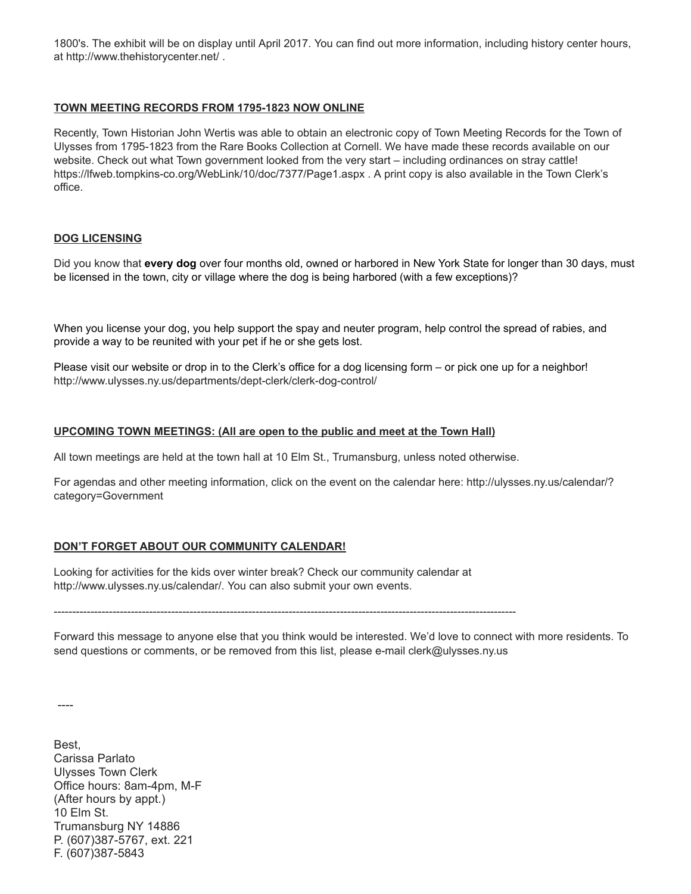1800's. The exhibit will be on display until April 2017. You can find out more information, including history center hours, at http://www.thehistorycenter.net/ .

**TOWN MEETING RECORDS FROM 1795-1823 NOW ONLINE**

Recently, Town Historian John Wertis was able to obtain an electronic copy of Town Meeting Records for the Town of Ulysses from 1795-1823 from the Rare Books Collection at Cornell. We have made these records available on our website. Check out what Town government looked from the very start – including ordinances on stray cattle! https://lfweb.tompkins-co.org/WebLink/10/doc/7377/Page1.aspx . A print copy is also available in the Town Clerk's office.

**DOG LICENSING**

Did you know that **every dog** over four months old, owned or harbored in New York State for longer than 30 days, must be licensed in the town, city or village where the dog is being harbored (with a few exceptions)?

When you license your dog, you help support the spay and neuter program, help control the spread of rabies, and provide a way to be reunited with your pet if he or she gets lost.

Please visit our website or drop in to the Clerk's office for a dog licensing form – or pick one up for a neighbor! http://www.ulysses.ny.us/departments/dept-clerk/clerk-dog-control/

**UPCOMING TOWN MEETINGS: (All are open to the public and meet at the Town Hall)**

All town meetings are held at the town hall at 10 Elm St., Trumansburg, unless noted otherwise.

For agendas and other meeting information, click on the event on the calendar here: http://ulysses.ny.us/calendar/?category=Government

**DON'T FORGET ABOUT OUR COMMUNITY CALENDAR!**

Looking for activities for the kids over winter break? Check our community calendar at http://www.ulysses.ny.us/calendar/. You can also submit your own events.

------------------------------------------------------------------------------------------------------------------------------

Forward this message to anyone else that you think would be interested. We'd love to connect with more residents. To send questions or comments, or be removed from this list, please e-mail clerk@ulysses.ny.us

----

Best,
Carissa Parlato
Ulysses Town Clerk
Office hours: 8am-4pm, M-F
(After hours by appt.)
10 Elm St.
Trumansburg NY 14886
P. (607)387-5767, ext. 221
F. (607)387-5843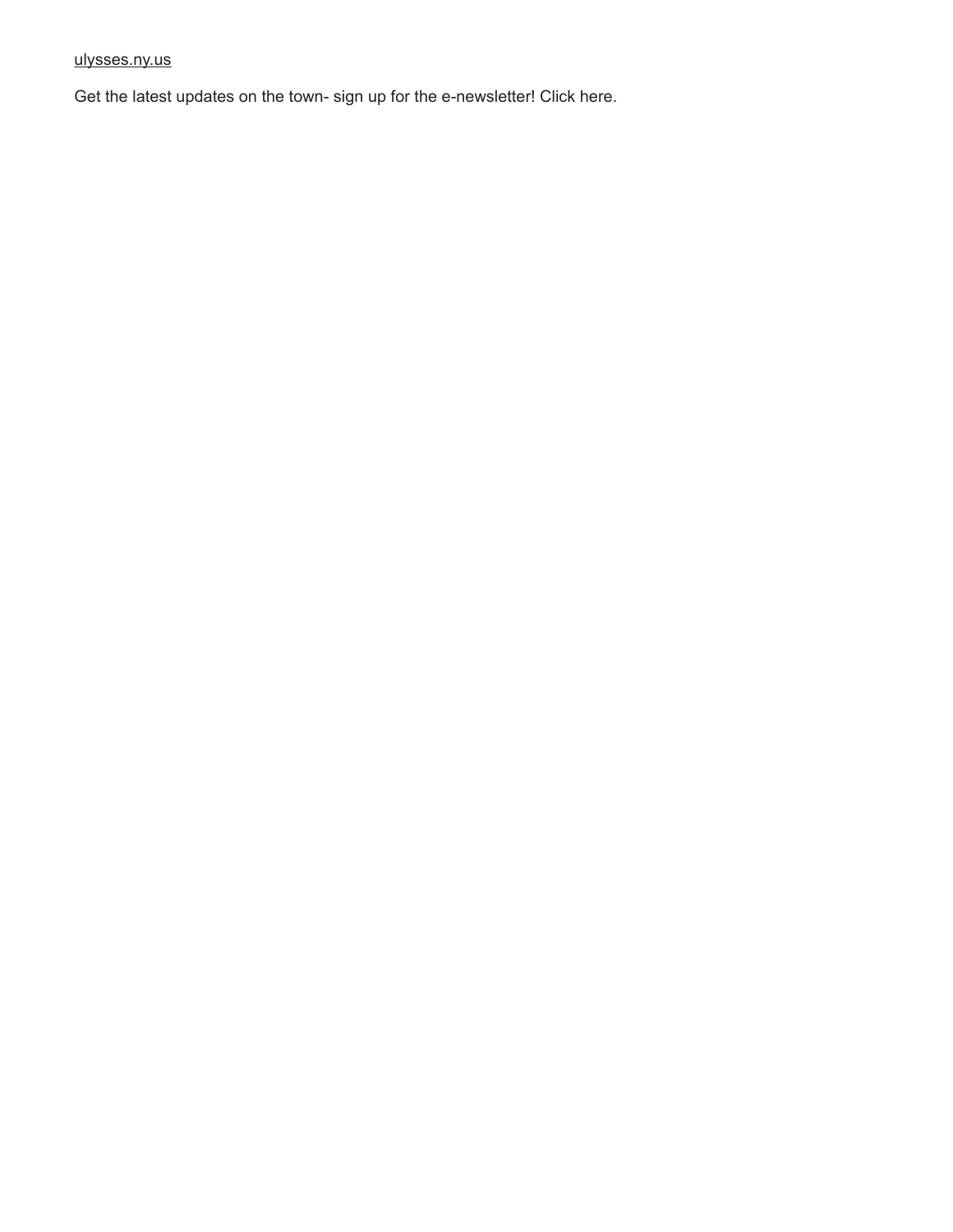ulysses.ny.us

Get the latest updates on the town- sign up for the e-newsletter! Click here.